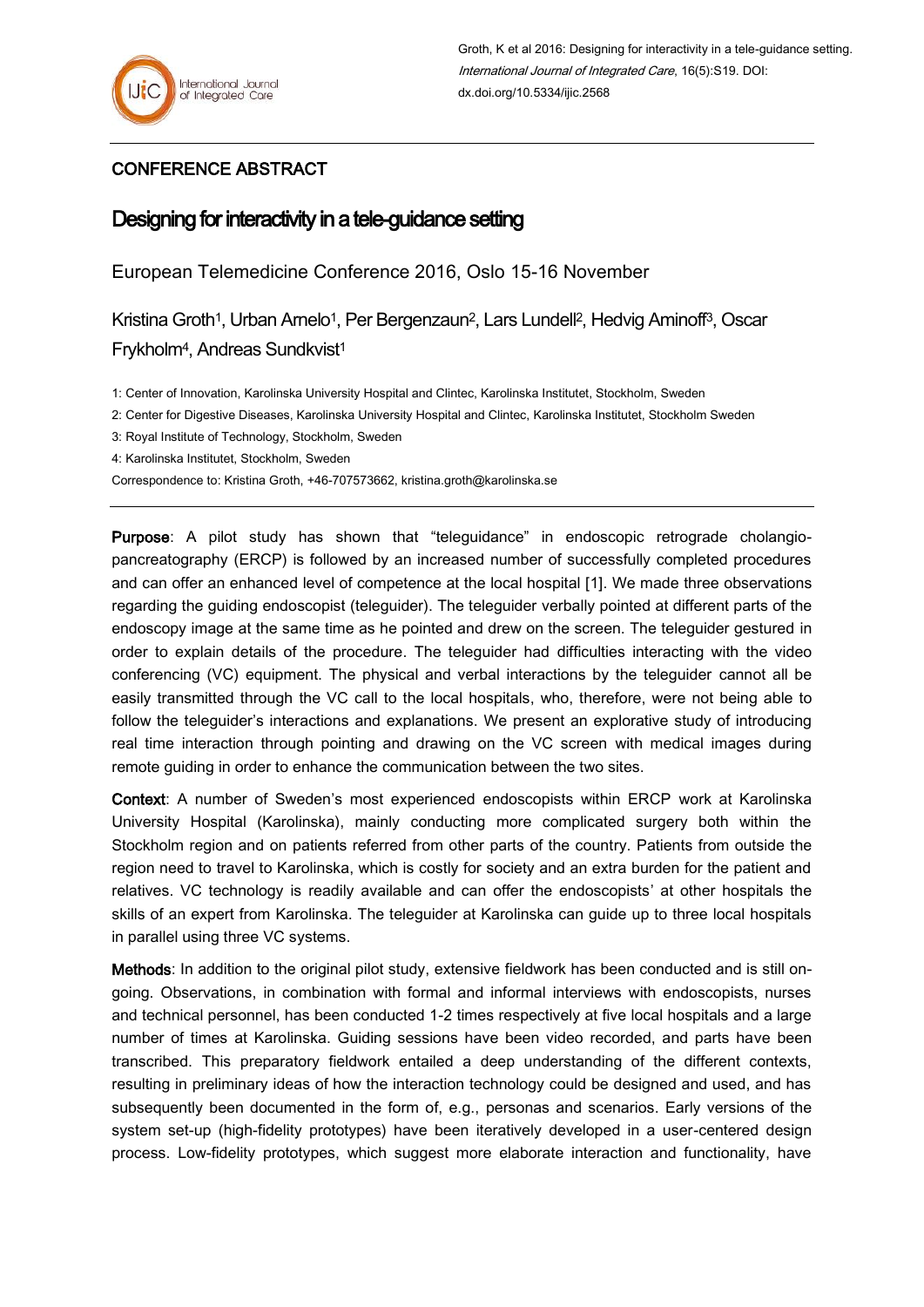Groth, K et al 2016: Designing for interactivity in a tele-guidance setting. *International Journal of Integrated Care*, 16(5):S19. DOI: dx.doi.org/10.5334/ijic.2568

CONFERENCE ABSTRACT

# Designing for interactivity in a tele-guidance setting

European Telemedicine Conference 2016, Oslo 15-16 November

Kristina Groth[1], Urban Arnelo[1], Per Bergenzaun[2], Lars Lundell[2], Hedvig Aminoff[3], Oscar Frykholm[4], Andreas Sundkvist[1]

1: Center of Innovation, Karolinska University Hospital and Clintec, Karolinska Institutet, Stockholm, Sweden

2: Center for Digestive Diseases, Karolinska University Hospital and Clintec, Karolinska Institutet, Stockholm Sweden

3: Royal Institute of Technology, Stockholm, Sweden

4: Karolinska Institutet, Stockholm, Sweden

Correspondence to: Kristina Groth, +46-707573662, kristina.groth@karolinska.se

**Purpose**: A pilot study has shown that "teleguidance" in endoscopic retrograde cholangio-pancreatography (ERCP) is followed by an increased number of successfully completed procedures and can offer an enhanced level of competence at the local hospital [1]. We made three observations regarding the guiding endoscopist (teleguider). The teleguider verbally pointed at different parts of the endoscopy image at the same time as he pointed and drew on the screen. The teleguider gestured in order to explain details of the procedure. The teleguider had difficulties interacting with the video conferencing (VC) equipment. The physical and verbal interactions by the teleguider cannot all be easily transmitted through the VC call to the local hospitals, who, therefore, were not being able to follow the teleguider's interactions and explanations. We present an explorative study of introducing real time interaction through pointing and drawing on the VC screen with medical images during remote guiding in order to enhance the communication between the two sites.

**Context**: A number of Sweden's most experienced endoscopists within ERCP work at Karolinska University Hospital (Karolinska), mainly conducting more complicated surgery both within the Stockholm region and on patients referred from other parts of the country. Patients from outside the region need to travel to Karolinska, which is costly for society and an extra burden for the patient and relatives. VC technology is readily available and can offer the endoscopists' at other hospitals the skills of an expert from Karolinska. The teleguider at Karolinska can guide up to three local hospitals in parallel using three VC systems.

**Methods**: In addition to the original pilot study, extensive fieldwork has been conducted and is still on-going. Observations, in combination with formal and informal interviews with endoscopists, nurses and technical personnel, has been conducted 1-2 times respectively at five local hospitals and a large number of times at Karolinska. Guiding sessions have been video recorded, and parts have been transcribed. This preparatory fieldwork entailed a deep understanding of the different contexts, resulting in preliminary ideas of how the interaction technology could be designed and used, and has subsequently been documented in the form of, e.g., personas and scenarios. Early versions of the system set-up (high-fidelity prototypes) have been iteratively developed in a user-centered design process. Low-fidelity prototypes, which suggest more elaborate interaction and functionality, have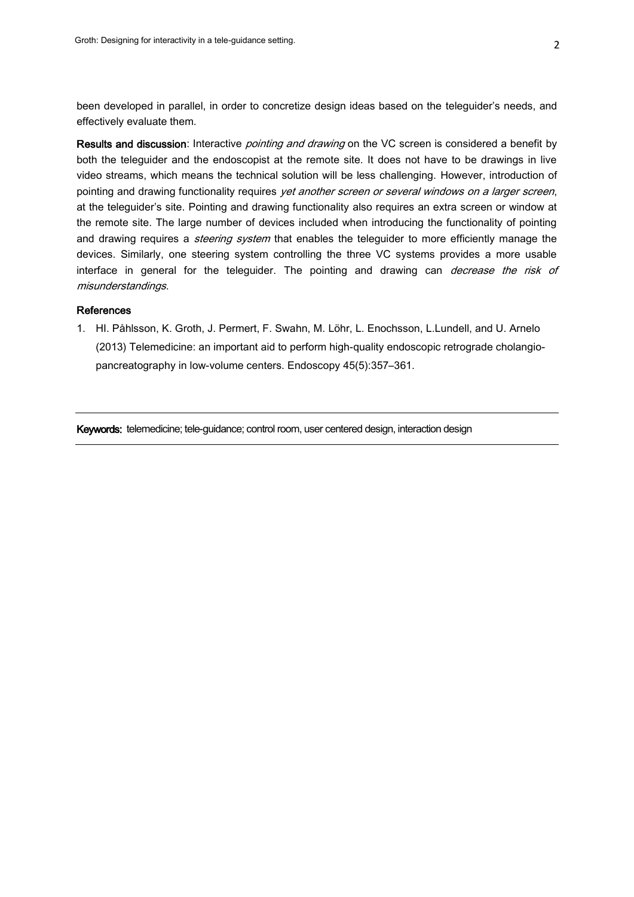been developed in parallel, in order to concretize design ideas based on the teleguider's needs, and effectively evaluate them.

**Results and discussion**: Interactive *pointing and drawing* on the VC screen is considered a benefit by both the teleguider and the endoscopist at the remote site. It does not have to be drawings in live video streams, which means the technical solution will be less challenging. However, introduction of pointing and drawing functionality requires *yet another screen or several windows on a larger screen*, at the teleguider's site. Pointing and drawing functionality also requires an extra screen or window at the remote site. The large number of devices included when introducing the functionality of pointing and drawing requires a *steering system* that enables the teleguider to more efficiently manage the devices. Similarly, one steering system controlling the three VC systems provides a more usable interface in general for the teleguider. The pointing and drawing can *decrease the risk of misunderstandings*.

**References**

1. Hl. Påhlsson, K. Groth, J. Permert, F. Swahn, M. Löhr, L. Enochsson, L.Lundell, and U. Arnelo (2013) Telemedicine: an important aid to perform high-quality endoscopic retrograde cholangio-pancreatography in low-volume centers. Endoscopy 45(5):357–361.

---

**Keywords:** telemedicine; tele-guidance; control room, user centered design, interaction design

---